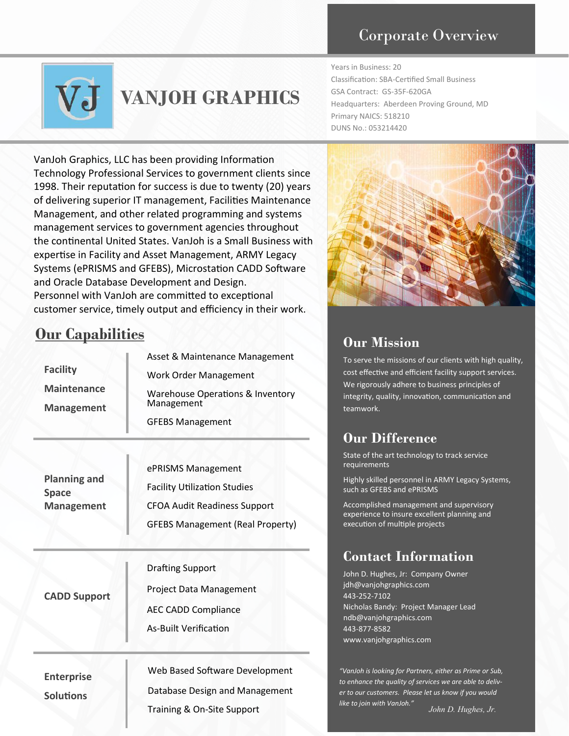# VANJOH GRAPHICS

## Corporate Overview

Years in Business: 20
Classification: SBA-Certified Small Business
GSA Contract: GS-35F-620GA
Headquarters: Aberdeen Proving Ground, MD
Primary NAICS: 518210
DUNS No.: 053214420

VanJoh Graphics, LLC has been providing Information Technology Professional Services to government clients since 1998. Their reputation for success is due to twenty (20) years of delivering superior IT management, Facilities Maintenance Management, and other related programming and systems management services to government agencies throughout the continental United States. VanJoh is a Small Business with expertise in Facility and Asset Management, ARMY Legacy Systems (ePRISMS and GFEBS), Microstation CADD Software and Oracle Database Development and Design. Personnel with VanJoh are committed to exceptional customer service, timely output and efficiency in their work.

## Our Capabilities

| Capability | Services |
|---|---|
| **Facility Maintenance Management** | Asset & Maintenance Management<br>Work Order Management<br>Warehouse Operations & Inventory Management<br>GFEBS Management |
| **Planning and Space Management** | ePRISMS Management<br>Facility Utilization Studies<br>CFOA Audit Readiness Support<br>GFEBS Management (Real Property) |
| **CADD Support** | Drafting Support<br>Project Data Management<br>AEC CADD Compliance<br>As-Built Verification |
| **Enterprise Solutions** | Web Based Software Development<br>Database Design and Management<br>Training & On-Site Support |

## Our Mission

To serve the missions of our clients with high quality, cost effective and efficient facility support services. We rigorously adhere to business principles of integrity, quality, innovation, communication and teamwork.

## Our Difference

State of the art technology to track service requirements

Highly skilled personnel in ARMY Legacy Systems, such as GFEBS and ePRISMS

Accomplished management and supervisory experience to insure excellent planning and execution of multiple projects

## Contact Information

John D. Hughes, Jr: Company Owner
jdh@vanjohgraphics.com
443-252-7102
Nicholas Bandy: Project Manager Lead
ndb@vanjohgraphics.com
443-877-8582
www.vanjohgraphics.com

*"VanJoh is looking for Partners, either as Prime or Sub, to enhance the quality of services we are able to deliver to our customers. Please let us know if you would like to join with VanJoh."*

*John D. Hughes, Jr.*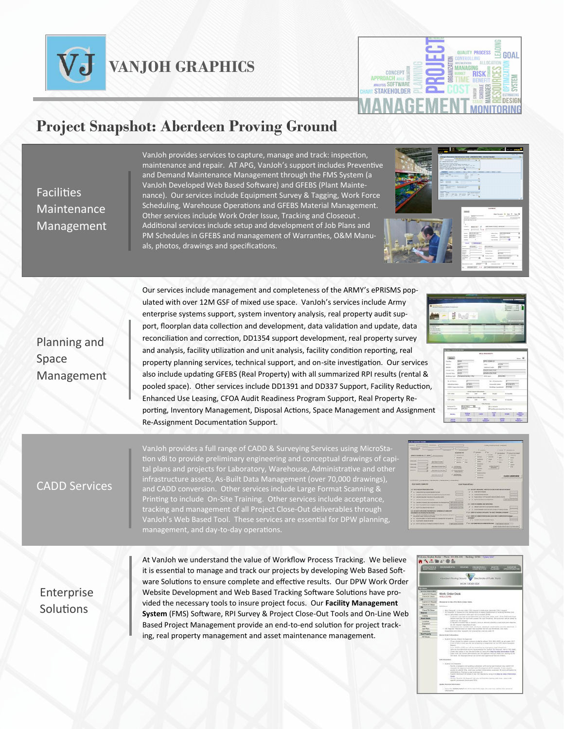VANJOH GRAPHICS

# Project Snapshot: Aberdeen Proving Ground

## Facilities Maintenance Management

VanJoh provides services to capture, manage and track: inspection, maintenance and repair. AT APG, VanJoh's support includes Preventive and Demand Maintenance Management through the FMS System (a VanJoh Developed Web Based Software) and GFEBS (Plant Maintenance). Our services include Equipment Survey & Tagging, Work Force Scheduling, Warehouse Operations and GFEBS Material Management. Other services include Work Order Issue, Tracking and Closeout . Additional services include setup and development of Job Plans and PM Schedules in GFEBS and management of Warranties, O&M Manuals, photos, drawings and specifications.

## Planning and Space Management

Our services include management and completeness of the ARMY's ePRISMS populated with over 12M GSF of mixed use space. VanJoh's services include Army enterprise systems support, system inventory analysis, real property audit support, floorplan data collection and development, data validation and update, data reconciliation and correction, DD1354 support development, real property survey and analysis, facility utilization and unit analysis, facility condition reporting, real property planning services, technical support, and on-site investigation. Our services also include updating GFEBS (Real Property) with all summarized RPI results (rental & pooled space). Other services include DD1391 and DD337 Support, Facility Reduction, Enhanced Use Leasing, CFOA Audit Readiness Program Support, Real Property Reporting, Inventory Management, Disposal Actions, Space Management and Assignment Re-Assignment Documentation Support.

## CADD Services

VanJoh provides a full range of CADD & Surveying Services using MicroStation v8i to provide preliminary engineering and conceptual drawings of capital plans and projects for Laboratory, Warehouse, Administrative and other infrastructure assets, As-Built Data Management (over 70,000 drawings), and CADD conversion. Other services include Large Format Scanning & Printing to include On-Site Training. Other services include acceptance, tracking and management of all Project Close-Out deliverables through VanJoh's Web Based Tool. These services are essential for DPW planning, management, and day-to-day operations.

## Enterprise Solutions

At VanJoh we understand the value of Workflow Process Tracking. We believe it is essential to manage and track our projects by developing Web Based Software Solutions to ensure complete and effective results. Our DPW Work Order Website Development and Web Based Tracking Software Solutions have provided the necessary tools to insure project focus. Our **Facility Management System** (FMS) Software, RPI Survey & Project Close-Out Tools and On-Line Web Based Project Management provide an end-to-end solution for project tracking, real property management and asset maintenance management.